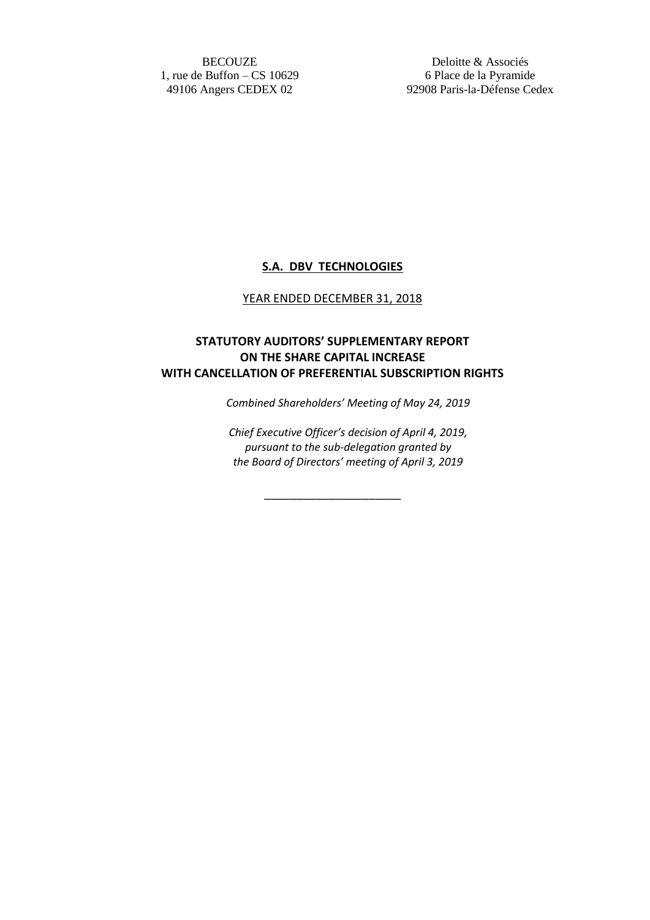BECOUZE
1, rue de Buffon – CS 10629
49106 Angers CEDEX 02

Deloitte & Associés
6 Place de la Pyramide
92908 Paris-la-Défense Cedex

**S.A. DBV TECHNOLOGIES**

YEAR ENDED DECEMBER 31, 2018

# STATUTORY AUDITORS' SUPPLEMENTARY REPORT ON THE SHARE CAPITAL INCREASE WITH CANCELLATION OF PREFERENTIAL SUBSCRIPTION RIGHTS

*Combined Shareholders' Meeting of May 24, 2019*

*Chief Executive Officer's decision of April 4, 2019, pursuant to the sub-delegation granted by the Board of Directors' meeting of April 3, 2019*

______________________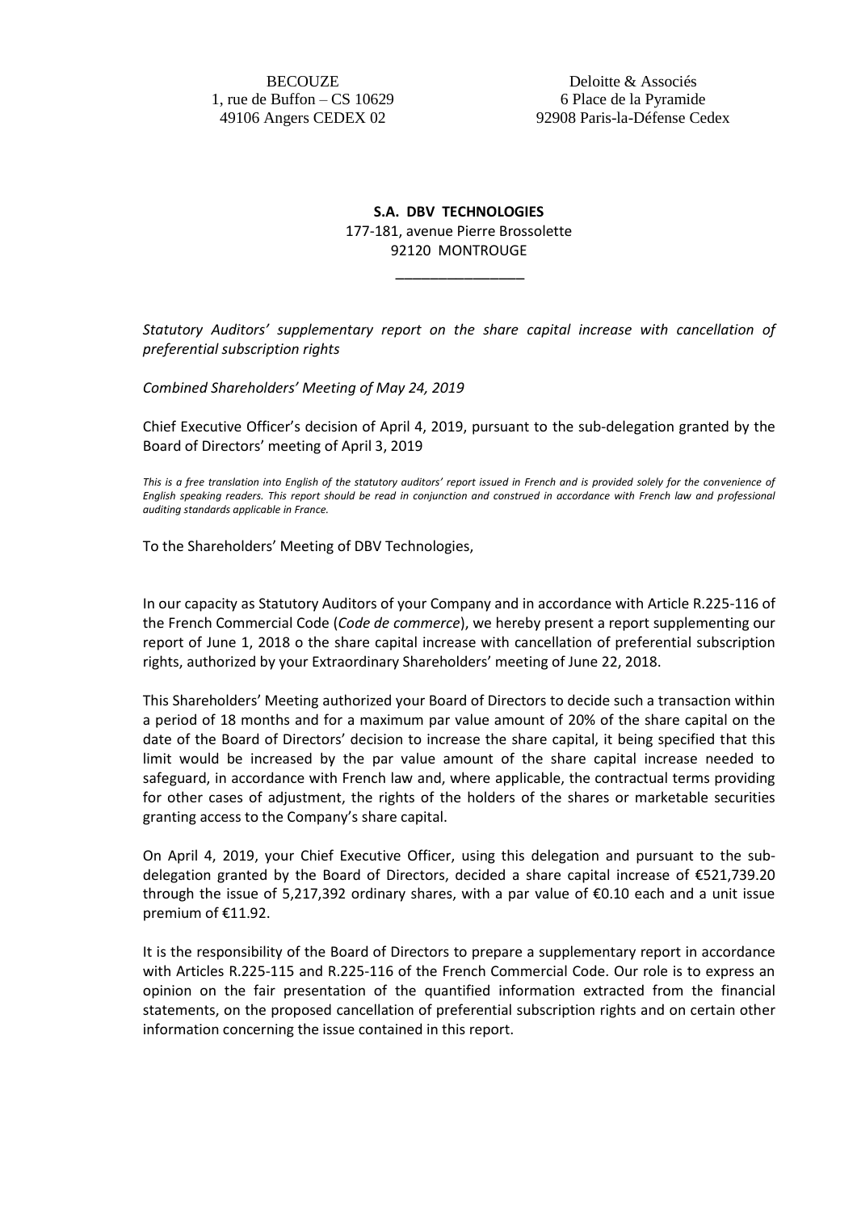BECOUZE
1, rue de Buffon – CS 10629
49106 Angers CEDEX 02

Deloitte & Associés
6 Place de la Pyramide
92908 Paris-la-Défense Cedex

**S.A. DBV TECHNOLOGIES**
177-181, avenue Pierre Brossolette
92120 MONTROUGE

\_\_\_\_\_\_\_\_\_\_\_\_\_\_\_\_

*Statutory Auditors' supplementary report on the share capital increase with cancellation of preferential subscription rights*

*Combined Shareholders' Meeting of May 24, 2019*

Chief Executive Officer's decision of April 4, 2019, pursuant to the sub-delegation granted by the Board of Directors' meeting of April 3, 2019

*This is a free translation into English of the statutory auditors' report issued in French and is provided solely for the convenience of English speaking readers. This report should be read in conjunction and construed in accordance with French law and professional auditing standards applicable in France.*

To the Shareholders' Meeting of DBV Technologies,

In our capacity as Statutory Auditors of your Company and in accordance with Article R.225-116 of the French Commercial Code (*Code de commerce*), we hereby present a report supplementing our report of June 1, 2018 o the share capital increase with cancellation of preferential subscription rights, authorized by your Extraordinary Shareholders' meeting of June 22, 2018.

This Shareholders' Meeting authorized your Board of Directors to decide such a transaction within a period of 18 months and for a maximum par value amount of 20% of the share capital on the date of the Board of Directors' decision to increase the share capital, it being specified that this limit would be increased by the par value amount of the share capital increase needed to safeguard, in accordance with French law and, where applicable, the contractual terms providing for other cases of adjustment, the rights of the holders of the shares or marketable securities granting access to the Company's share capital.

On April 4, 2019, your Chief Executive Officer, using this delegation and pursuant to the sub-delegation granted by the Board of Directors, decided a share capital increase of €521,739.20 through the issue of 5,217,392 ordinary shares, with a par value of €0.10 each and a unit issue premium of €11.92.

It is the responsibility of the Board of Directors to prepare a supplementary report in accordance with Articles R.225-115 and R.225-116 of the French Commercial Code. Our role is to express an opinion on the fair presentation of the quantified information extracted from the financial statements, on the proposed cancellation of preferential subscription rights and on certain other information concerning the issue contained in this report.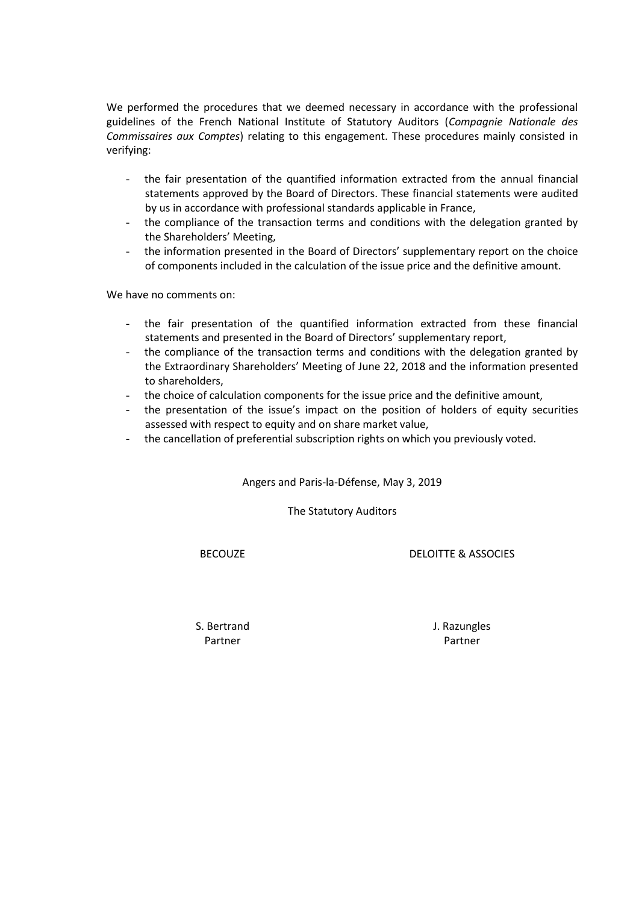We performed the procedures that we deemed necessary in accordance with the professional guidelines of the French National Institute of Statutory Auditors (*Compagnie Nationale des Commissaires aux Comptes*) relating to this engagement. These procedures mainly consisted in verifying:

- the fair presentation of the quantified information extracted from the annual financial statements approved by the Board of Directors. These financial statements were audited by us in accordance with professional standards applicable in France,
- the compliance of the transaction terms and conditions with the delegation granted by the Shareholders' Meeting,
- the information presented in the Board of Directors' supplementary report on the choice of components included in the calculation of the issue price and the definitive amount.

We have no comments on:

- the fair presentation of the quantified information extracted from these financial statements and presented in the Board of Directors' supplementary report,
- the compliance of the transaction terms and conditions with the delegation granted by the Extraordinary Shareholders' Meeting of June 22, 2018 and the information presented to shareholders,
- the choice of calculation components for the issue price and the definitive amount,
- the presentation of the issue's impact on the position of holders of equity securities assessed with respect to equity and on share market value,
- the cancellation of preferential subscription rights on which you previously voted.

Angers and Paris-la-Défense, May 3, 2019

The Statutory Auditors

| BECOUZE | DELOITTE & ASSOCIES |
|---|---|
| S. Bertrand<br>Partner | J. Razungles<br>Partner |